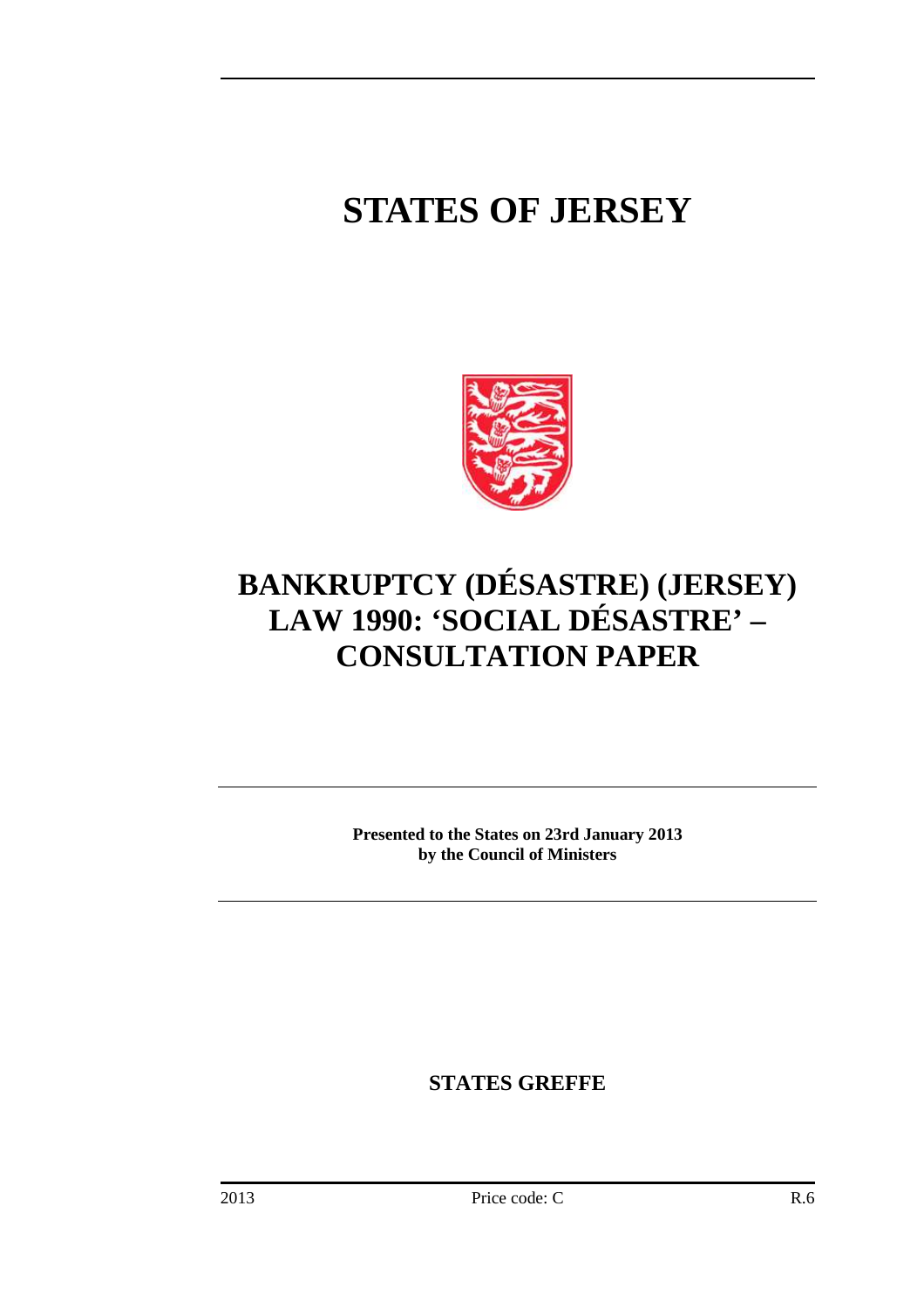# STATES OF JERSEY

# BANKRUPTCY (DÉSASTRE) (JERSEY) LAW 1990: 'SOCIAL DÉSASTRE' – CONSULTATION PAPER

**Presented to the States on 23rd January 2013 by the Council of Ministers**

**STATES GREFFE**

2013 Price code: C R.6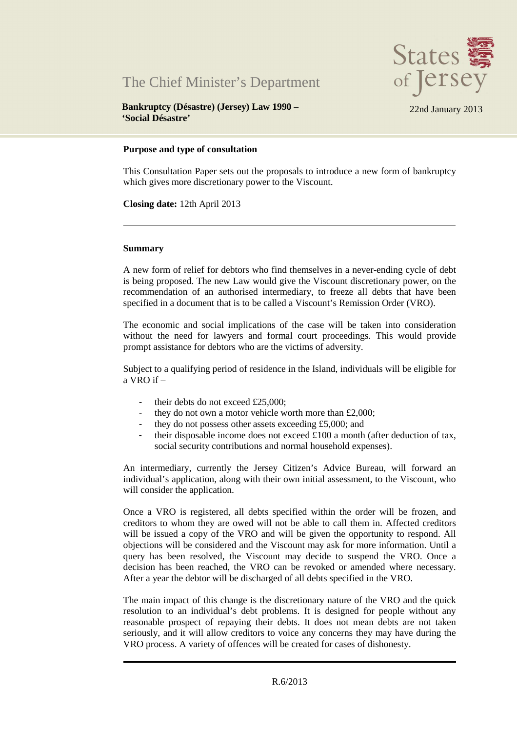The Chief Minister's Department

States of Jersey

**Bankruptcy (Désastre) (Jersey) Law 1990 – 'Social Désastre'**

22nd January 2013

**Purpose and type of consultation**

This Consultation Paper sets out the proposals to introduce a new form of bankruptcy which gives more discretionary power to the Viscount.

**Closing date:** 12th April 2013

---

**Summary**

A new form of relief for debtors who find themselves in a never-ending cycle of debt is being proposed. The new Law would give the Viscount discretionary power, on the recommendation of an authorised intermediary, to freeze all debts that have been specified in a document that is to be called a Viscount's Remission Order (VRO).

The economic and social implications of the case will be taken into consideration without the need for lawyers and formal court proceedings. This would provide prompt assistance for debtors who are the victims of adversity.

Subject to a qualifying period of residence in the Island, individuals will be eligible for a VRO if –

- their debts do not exceed £25,000;
- they do not own a motor vehicle worth more than £2,000;
- they do not possess other assets exceeding £5,000; and
- their disposable income does not exceed £100 a month (after deduction of tax, social security contributions and normal household expenses).

An intermediary, currently the Jersey Citizen's Advice Bureau, will forward an individual's application, along with their own initial assessment, to the Viscount, who will consider the application.

Once a VRO is registered, all debts specified within the order will be frozen, and creditors to whom they are owed will not be able to call them in. Affected creditors will be issued a copy of the VRO and will be given the opportunity to respond. All objections will be considered and the Viscount may ask for more information. Until a query has been resolved, the Viscount may decide to suspend the VRO. Once a decision has been reached, the VRO can be revoked or amended where necessary. After a year the debtor will be discharged of all debts specified in the VRO.

The main impact of this change is the discretionary nature of the VRO and the quick resolution to an individual's debt problems. It is designed for people without any reasonable prospect of repaying their debts. It does not mean debts are not taken seriously, and it will allow creditors to voice any concerns they may have during the VRO process. A variety of offences will be created for cases of dishonesty.

R.6/2013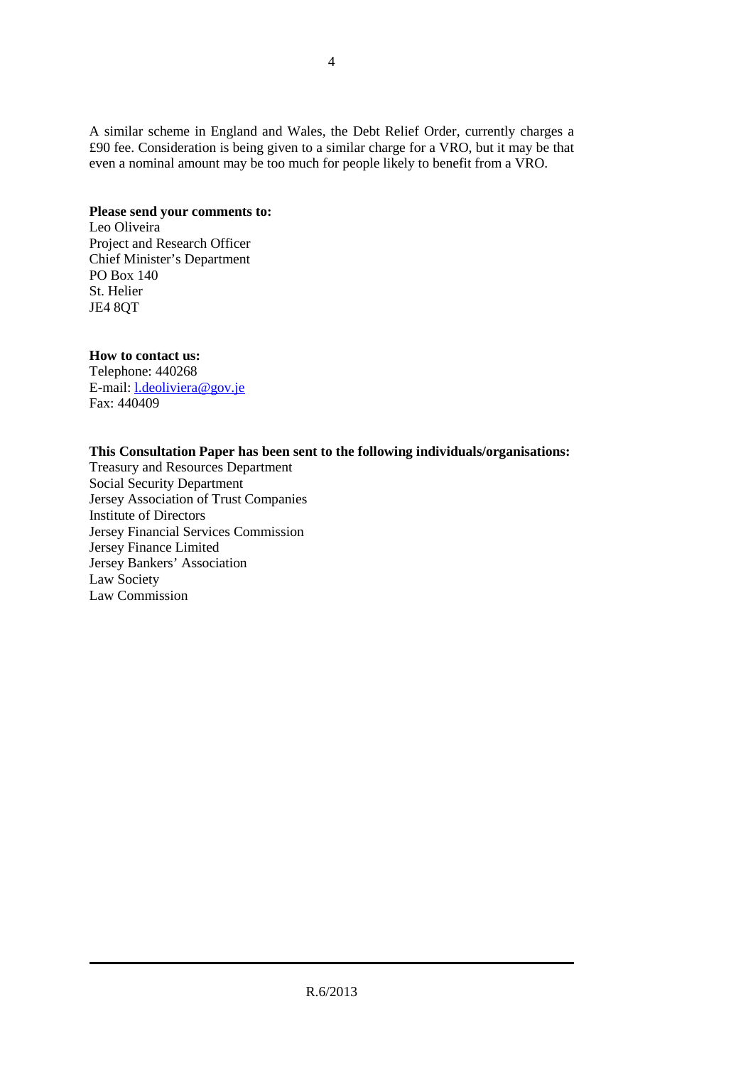A similar scheme in England and Wales, the Debt Relief Order, currently charges a £90 fee. Consideration is being given to a similar charge for a VRO, but it may be that even a nominal amount may be too much for people likely to benefit from a VRO.

**Please send your comments to:**
Leo Oliveira
Project and Research Officer
Chief Minister's Department
PO Box 140
St. Helier
JE4 8QT

**How to contact us:**
Telephone: 440268
E-mail: l.deoliviera@gov.je
Fax: 440409

**This Consultation Paper has been sent to the following individuals/organisations:**
Treasury and Resources Department
Social Security Department
Jersey Association of Trust Companies
Institute of Directors
Jersey Financial Services Commission
Jersey Finance Limited
Jersey Bankers' Association
Law Society
Law Commission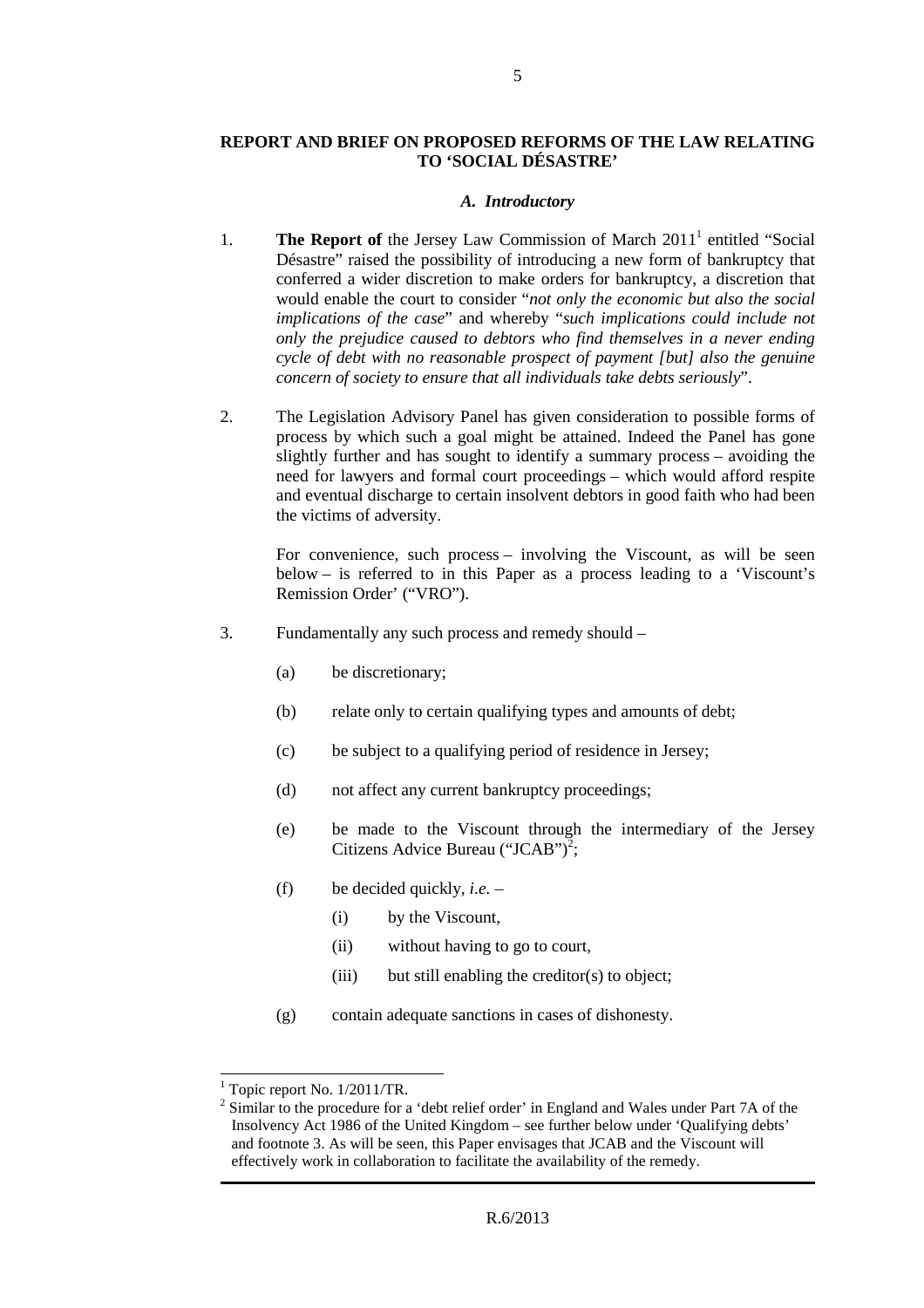**REPORT AND BRIEF ON PROPOSED REFORMS OF THE LAW RELATING TO 'SOCIAL DÉSASTRE'**

***A. Introductory***

1. **The Report of** the Jersey Law Commission of March 2011[1] entitled "Social Désastre" raised the possibility of introducing a new form of bankruptcy that conferred a wider discretion to make orders for bankruptcy, a discretion that would enable the court to consider "*not only the economic but also the social implications of the case*" and whereby "*such implications could include not only the prejudice caused to debtors who find themselves in a never ending cycle of debt with no reasonable prospect of payment [but] also the genuine concern of society to ensure that all individuals take debts seriously*".

2. The Legislation Advisory Panel has given consideration to possible forms of process by which such a goal might be attained. Indeed the Panel has gone slightly further and has sought to identify a summary process – avoiding the need for lawyers and formal court proceedings – which would afford respite and eventual discharge to certain insolvent debtors in good faith who had been the victims of adversity.

   For convenience, such process – involving the Viscount, as will be seen below – is referred to in this Paper as a process leading to a 'Viscount's Remission Order' ("VRO").

3. Fundamentally any such process and remedy should –

   (a) be discretionary;

   (b) relate only to certain qualifying types and amounts of debt;

   (c) be subject to a qualifying period of residence in Jersey;

   (d) not affect any current bankruptcy proceedings;

   (e) be made to the Viscount through the intermediary of the Jersey Citizens Advice Bureau ("JCAB")[2];

   (f) be decided quickly, *i.e.* –

      (i) by the Viscount,

      (ii) without having to go to court,

      (iii) but still enabling the creditor(s) to object;

   (g) contain adequate sanctions in cases of dishonesty.

---

[1] Topic report No. 1/2011/TR.

[2] Similar to the procedure for a 'debt relief order' in England and Wales under Part 7A of the Insolvency Act 1986 of the United Kingdom – see further below under 'Qualifying debts' and footnote 3. As will be seen, this Paper envisages that JCAB and the Viscount will effectively work in collaboration to facilitate the availability of the remedy.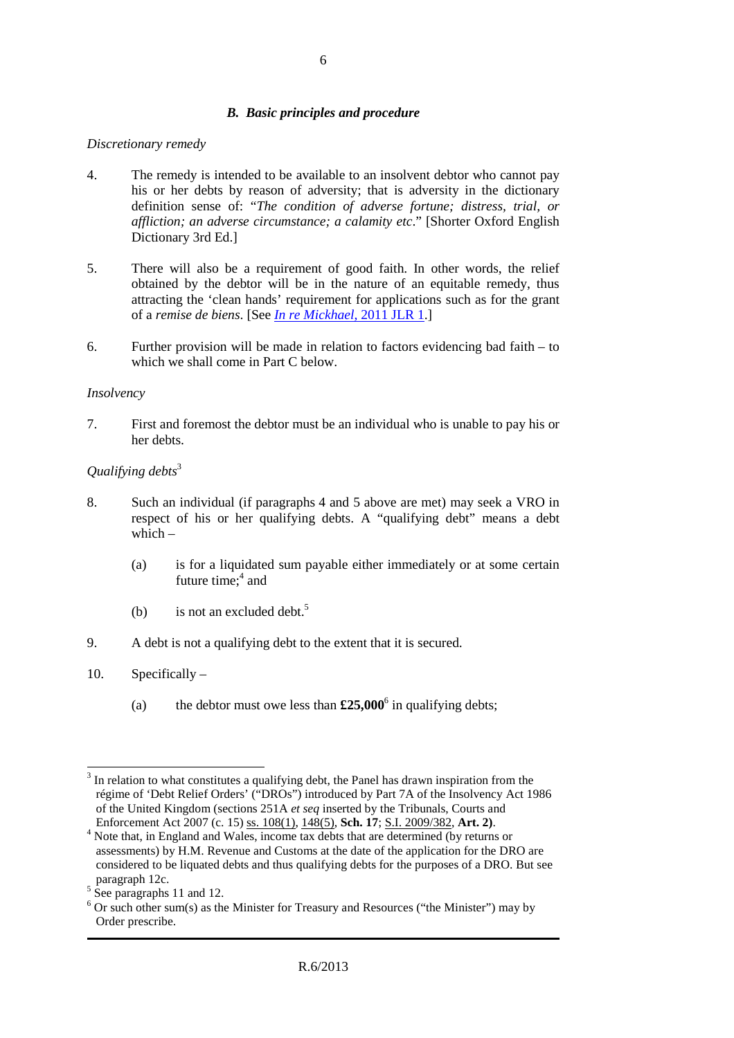### *B. Basic principles and procedure*

*Discretionary remedy*

4. The remedy is intended to be available to an insolvent debtor who cannot pay his or her debts by reason of adversity; that is adversity in the dictionary definition sense of: "*The condition of adverse fortune; distress, trial, or affliction; an adverse circumstance; a calamity etc*." [Shorter Oxford English Dictionary 3rd Ed.]

5. There will also be a requirement of good faith. In other words, the relief obtained by the debtor will be in the nature of an equitable remedy, thus attracting the 'clean hands' requirement for applications such as for the grant of a *remise de biens*. [See *In re Mickhael*, 2011 JLR 1.]

6. Further provision will be made in relation to factors evidencing bad faith – to which we shall come in Part C below.

*Insolvency*

7. First and foremost the debtor must be an individual who is unable to pay his or her debts.

*Qualifying debts*[3]

8. Such an individual (if paragraphs 4 and 5 above are met) may seek a VRO in respect of his or her qualifying debts. A "qualifying debt" means a debt which –

   (a) is for a liquidated sum payable either immediately or at some certain future time;[4] and

   (b) is not an excluded debt.[5]

9. A debt is not a qualifying debt to the extent that it is secured.

10. Specifically –

   (a) the debtor must owe less than **£25,000**[6] in qualifying debts;

---

[3] In relation to what constitutes a qualifying debt, the Panel has drawn inspiration from the régime of 'Debt Relief Orders' ("DROs") introduced by Part 7A of the Insolvency Act 1986 of the United Kingdom (sections 251A *et seq* inserted by the Tribunals, Courts and Enforcement Act 2007 (c. 15) ss. 108(1), 148(5), **Sch. 17**; S.I. 2009/382, **Art. 2)**.

[4] Note that, in England and Wales, income tax debts that are determined (by returns or assessments) by H.M. Revenue and Customs at the date of the application for the DRO are considered to be liquated debts and thus qualifying debts for the purposes of a DRO. But see paragraph 12c.

[5] See paragraphs 11 and 12.

[6] Or such other sum(s) as the Minister for Treasury and Resources ("the Minister") may by Order prescribe.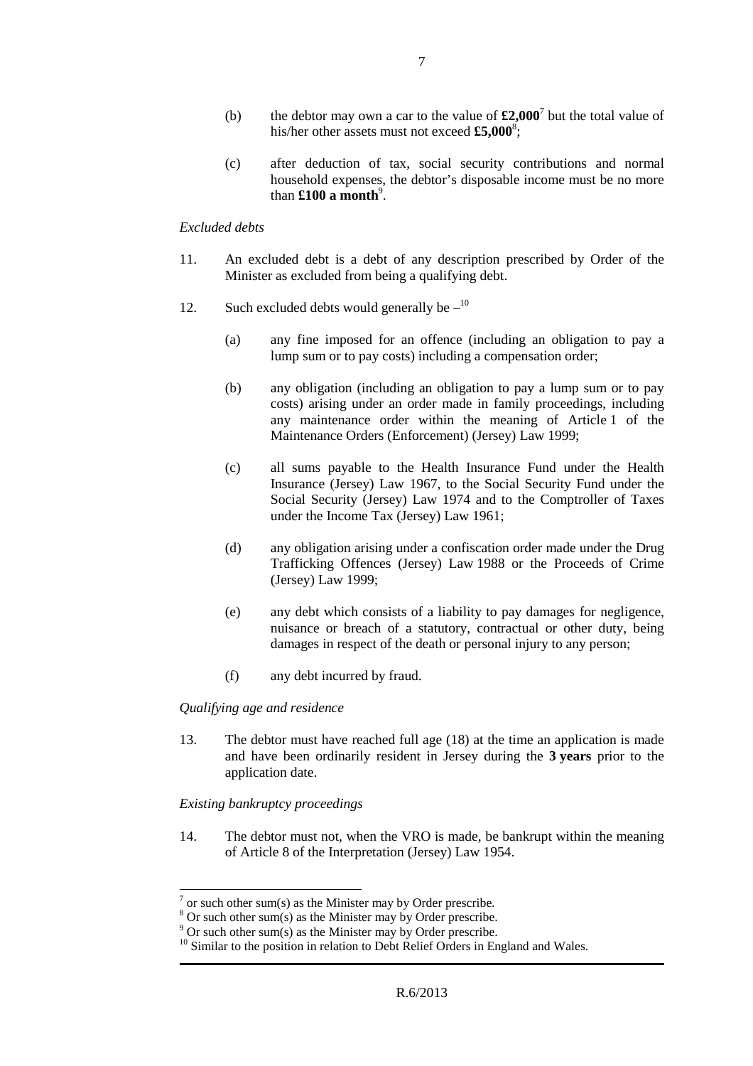(b) the debtor may own a car to the value of **£2,000**[7] but the total value of his/her other assets must not exceed **£5,000**[8];

(c) after deduction of tax, social security contributions and normal household expenses, the debtor's disposable income must be no more than **£100 a month**[9].

*Excluded debts*

11. An excluded debt is a debt of any description prescribed by Order of the Minister as excluded from being a qualifying debt.

12. Such excluded debts would generally be –[10]

(a) any fine imposed for an offence (including an obligation to pay a lump sum or to pay costs) including a compensation order;

(b) any obligation (including an obligation to pay a lump sum or to pay costs) arising under an order made in family proceedings, including any maintenance order within the meaning of Article 1 of the Maintenance Orders (Enforcement) (Jersey) Law 1999;

(c) all sums payable to the Health Insurance Fund under the Health Insurance (Jersey) Law 1967, to the Social Security Fund under the Social Security (Jersey) Law 1974 and to the Comptroller of Taxes under the Income Tax (Jersey) Law 1961;

(d) any obligation arising under a confiscation order made under the Drug Trafficking Offences (Jersey) Law 1988 or the Proceeds of Crime (Jersey) Law 1999;

(e) any debt which consists of a liability to pay damages for negligence, nuisance or breach of a statutory, contractual or other duty, being damages in respect of the death or personal injury to any person;

(f) any debt incurred by fraud.

*Qualifying age and residence*

13. The debtor must have reached full age (18) at the time an application is made and have been ordinarily resident in Jersey during the **3 years** prior to the application date.

*Existing bankruptcy proceedings*

14. The debtor must not, when the VRO is made, be bankrupt within the meaning of Article 8 of the Interpretation (Jersey) Law 1954.

---

[7] or such other sum(s) as the Minister may by Order prescribe.
[8] Or such other sum(s) as the Minister may by Order prescribe.
[9] Or such other sum(s) as the Minister may by Order prescribe.
[10] Similar to the position in relation to Debt Relief Orders in England and Wales.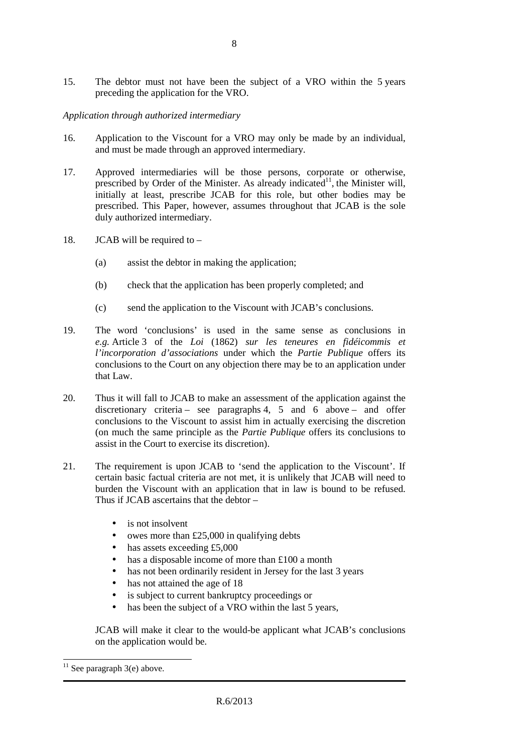15. The debtor must not have been the subject of a VRO within the 5 years preceding the application for the VRO.

*Application through authorized intermediary*

16. Application to the Viscount for a VRO may only be made by an individual, and must be made through an approved intermediary.

17. Approved intermediaries will be those persons, corporate or otherwise, prescribed by Order of the Minister. As already indicated[11], the Minister will, initially at least, prescribe JCAB for this role, but other bodies may be prescribed. This Paper, however, assumes throughout that JCAB is the sole duly authorized intermediary.

18. JCAB will be required to –

 (a) assist the debtor in making the application;

 (b) check that the application has been properly completed; and

 (c) send the application to the Viscount with JCAB's conclusions.

19. The word 'conclusions' is used in the same sense as conclusions in *e.g.* Article 3 of the *Loi* (1862) *sur les teneures en fidéicommis et l'incorporation d'associations* under which the *Partie Publique* offers its conclusions to the Court on any objection there may be to an application under that Law.

20. Thus it will fall to JCAB to make an assessment of the application against the discretionary criteria – see paragraphs 4, 5 and 6 above – and offer conclusions to the Viscount to assist him in actually exercising the discretion (on much the same principle as the *Partie Publique* offers its conclusions to assist in the Court to exercise its discretion).

21. The requirement is upon JCAB to 'send the application to the Viscount'. If certain basic factual criteria are not met, it is unlikely that JCAB will need to burden the Viscount with an application that in law is bound to be refused. Thus if JCAB ascertains that the debtor –

 - is not insolvent
 - owes more than £25,000 in qualifying debts
 - has assets exceeding £5,000
 - has a disposable income of more than £100 a month
 - has not been ordinarily resident in Jersey for the last 3 years
 - has not attained the age of 18
 - is subject to current bankruptcy proceedings or
 - has been the subject of a VRO within the last 5 years,

 JCAB will make it clear to the would-be applicant what JCAB's conclusions on the application would be.

[11] See paragraph 3(e) above.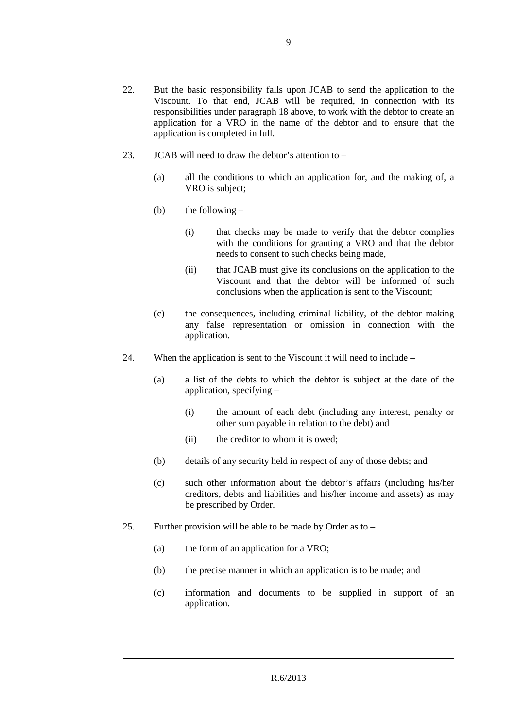22. But the basic responsibility falls upon JCAB to send the application to the Viscount. To that end, JCAB will be required, in connection with its responsibilities under paragraph 18 above, to work with the debtor to create an application for a VRO in the name of the debtor and to ensure that the application is completed in full.

23. JCAB will need to draw the debtor's attention to –

    (a) all the conditions to which an application for, and the making of, a VRO is subject;

    (b) the following –

        (i) that checks may be made to verify that the debtor complies with the conditions for granting a VRO and that the debtor needs to consent to such checks being made,

        (ii) that JCAB must give its conclusions on the application to the Viscount and that the debtor will be informed of such conclusions when the application is sent to the Viscount;

    (c) the consequences, including criminal liability, of the debtor making any false representation or omission in connection with the application.

24. When the application is sent to the Viscount it will need to include –

    (a) a list of the debts to which the debtor is subject at the date of the application, specifying –

        (i) the amount of each debt (including any interest, penalty or other sum payable in relation to the debt) and

        (ii) the creditor to whom it is owed;

    (b) details of any security held in respect of any of those debts; and

    (c) such other information about the debtor's affairs (including his/her creditors, debts and liabilities and his/her income and assets) as may be prescribed by Order.

25. Further provision will be able to be made by Order as to –

    (a) the form of an application for a VRO;

    (b) the precise manner in which an application is to be made; and

    (c) information and documents to be supplied in support of an application.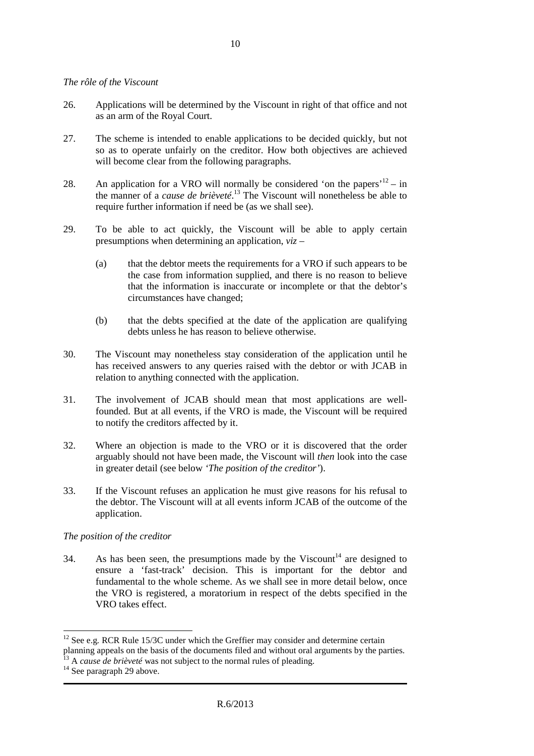*The rôle of the Viscount*

26. Applications will be determined by the Viscount in right of that office and not as an arm of the Royal Court.

27. The scheme is intended to enable applications to be decided quickly, but not so as to operate unfairly on the creditor. How both objectives are achieved will become clear from the following paragraphs.

28. An application for a VRO will normally be considered 'on the papers'[12] – in the manner of a *cause de brièveté*.[13] The Viscount will nonetheless be able to require further information if need be (as we shall see).

29. To be able to act quickly, the Viscount will be able to apply certain presumptions when determining an application, *viz* –

   (a) that the debtor meets the requirements for a VRO if such appears to be the case from information supplied, and there is no reason to believe that the information is inaccurate or incomplete or that the debtor's circumstances have changed;

   (b) that the debts specified at the date of the application are qualifying debts unless he has reason to believe otherwise.

30. The Viscount may nonetheless stay consideration of the application until he has received answers to any queries raised with the debtor or with JCAB in relation to anything connected with the application.

31. The involvement of JCAB should mean that most applications are well-founded. But at all events, if the VRO is made, the Viscount will be required to notify the creditors affected by it.

32. Where an objection is made to the VRO or it is discovered that the order arguably should not have been made, the Viscount will *then* look into the case in greater detail (see below *'The position of the creditor'*).

33. If the Viscount refuses an application he must give reasons for his refusal to the debtor. The Viscount will at all events inform JCAB of the outcome of the application.

*The position of the creditor*

34. As has been seen, the presumptions made by the Viscount[14] are designed to ensure a 'fast-track' decision. This is important for the debtor and fundamental to the whole scheme. As we shall see in more detail below, once the VRO is registered, a moratorium in respect of the debts specified in the VRO takes effect.

---

[12] See e.g. RCR Rule 15/3C under which the Greffier may consider and determine certain planning appeals on the basis of the documents filed and without oral arguments by the parties.

[13] A *cause de brièveté* was not subject to the normal rules of pleading.

[14] See paragraph 29 above.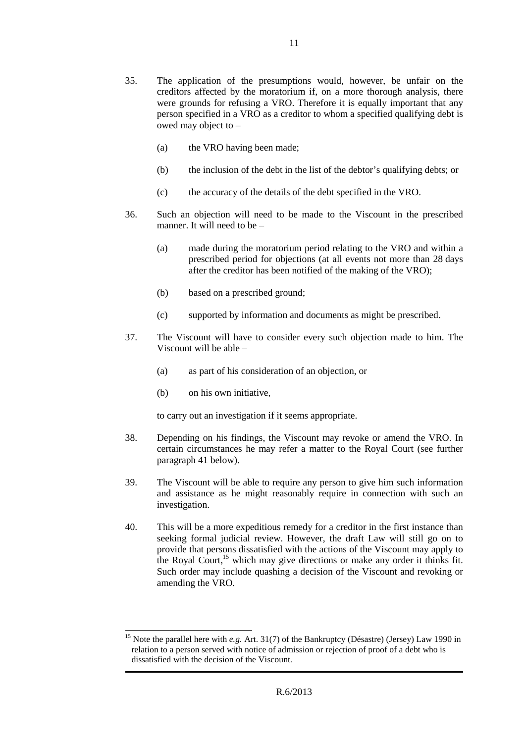35. The application of the presumptions would, however, be unfair on the creditors affected by the moratorium if, on a more thorough analysis, there were grounds for refusing a VRO. Therefore it is equally important that any person specified in a VRO as a creditor to whom a specified qualifying debt is owed may object to –

    (a) the VRO having been made;

    (b) the inclusion of the debt in the list of the debtor's qualifying debts; or

    (c) the accuracy of the details of the debt specified in the VRO.

36. Such an objection will need to be made to the Viscount in the prescribed manner. It will need to be –

    (a) made during the moratorium period relating to the VRO and within a prescribed period for objections (at all events not more than 28 days after the creditor has been notified of the making of the VRO);

    (b) based on a prescribed ground;

    (c) supported by information and documents as might be prescribed.

37. The Viscount will have to consider every such objection made to him. The Viscount will be able –

    (a) as part of his consideration of an objection, or

    (b) on his own initiative,

    to carry out an investigation if it seems appropriate.

38. Depending on his findings, the Viscount may revoke or amend the VRO. In certain circumstances he may refer a matter to the Royal Court (see further paragraph 41 below).

39. The Viscount will be able to require any person to give him such information and assistance as he might reasonably require in connection with such an investigation.

40. This will be a more expeditious remedy for a creditor in the first instance than seeking formal judicial review. However, the draft Law will still go on to provide that persons dissatisfied with the actions of the Viscount may apply to the Royal Court,[15] which may give directions or make any order it thinks fit. Such order may include quashing a decision of the Viscount and revoking or amending the VRO.

---

[15] Note the parallel here with *e.g.* Art. 31(7) of the Bankruptcy (Désastre) (Jersey) Law 1990 in relation to a person served with notice of admission or rejection of proof of a debt who is dissatisfied with the decision of the Viscount.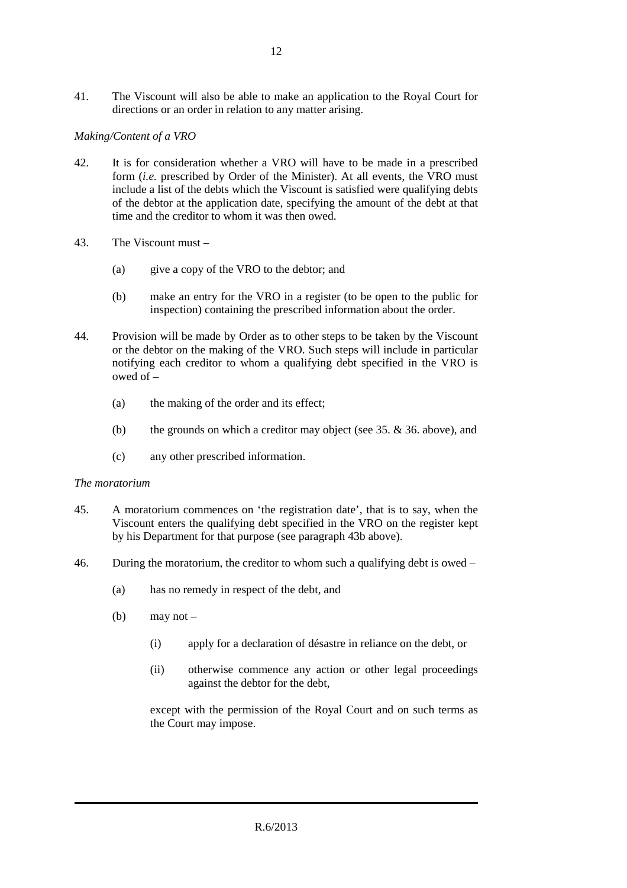41. The Viscount will also be able to make an application to the Royal Court for directions or an order in relation to any matter arising.

*Making/Content of a VRO*

42. It is for consideration whether a VRO will have to be made in a prescribed form (*i.e.* prescribed by Order of the Minister). At all events, the VRO must include a list of the debts which the Viscount is satisfied were qualifying debts of the debtor at the application date, specifying the amount of the debt at that time and the creditor to whom it was then owed.

43. The Viscount must –

    (a) give a copy of the VRO to the debtor; and

    (b) make an entry for the VRO in a register (to be open to the public for inspection) containing the prescribed information about the order.

44. Provision will be made by Order as to other steps to be taken by the Viscount or the debtor on the making of the VRO. Such steps will include in particular notifying each creditor to whom a qualifying debt specified in the VRO is owed of –

    (a) the making of the order and its effect;

    (b) the grounds on which a creditor may object (see 35. & 36. above), and

    (c) any other prescribed information.

*The moratorium*

45. A moratorium commences on 'the registration date', that is to say, when the Viscount enters the qualifying debt specified in the VRO on the register kept by his Department for that purpose (see paragraph 43b above).

46. During the moratorium, the creditor to whom such a qualifying debt is owed –

    (a) has no remedy in respect of the debt, and

    (b) may not –

        (i) apply for a declaration of désastre in reliance on the debt, or

        (ii) otherwise commence any action or other legal proceedings against the debtor for the debt,

    except with the permission of the Royal Court and on such terms as the Court may impose.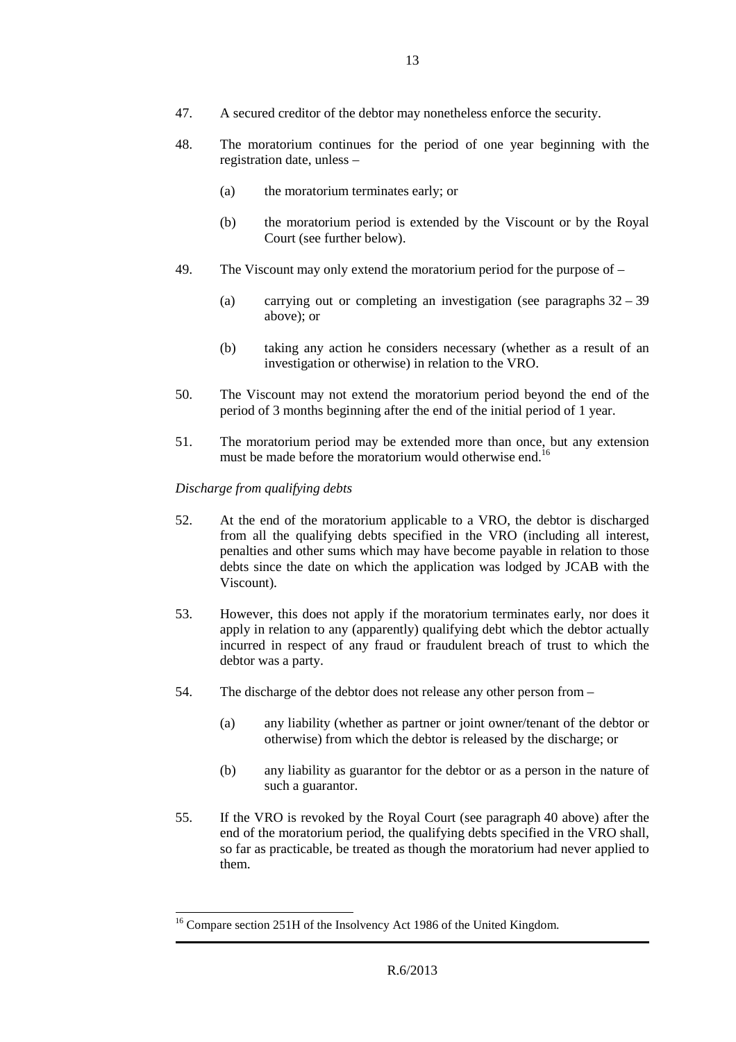47. A secured creditor of the debtor may nonetheless enforce the security.

48. The moratorium continues for the period of one year beginning with the registration date, unless –

    (a) the moratorium terminates early; or

    (b) the moratorium period is extended by the Viscount or by the Royal Court (see further below).

49. The Viscount may only extend the moratorium period for the purpose of –

    (a) carrying out or completing an investigation (see paragraphs 32 – 39 above); or

    (b) taking any action he considers necessary (whether as a result of an investigation or otherwise) in relation to the VRO.

50. The Viscount may not extend the moratorium period beyond the end of the period of 3 months beginning after the end of the initial period of 1 year.

51. The moratorium period may be extended more than once, but any extension must be made before the moratorium would otherwise end.[16]

*Discharge from qualifying debts*

52. At the end of the moratorium applicable to a VRO, the debtor is discharged from all the qualifying debts specified in the VRO (including all interest, penalties and other sums which may have become payable in relation to those debts since the date on which the application was lodged by JCAB with the Viscount).

53. However, this does not apply if the moratorium terminates early, nor does it apply in relation to any (apparently) qualifying debt which the debtor actually incurred in respect of any fraud or fraudulent breach of trust to which the debtor was a party.

54. The discharge of the debtor does not release any other person from –

    (a) any liability (whether as partner or joint owner/tenant of the debtor or otherwise) from which the debtor is released by the discharge; or

    (b) any liability as guarantor for the debtor or as a person in the nature of such a guarantor.

55. If the VRO is revoked by the Royal Court (see paragraph 40 above) after the end of the moratorium period, the qualifying debts specified in the VRO shall, so far as practicable, be treated as though the moratorium had never applied to them.

---

[16] Compare section 251H of the Insolvency Act 1986 of the United Kingdom.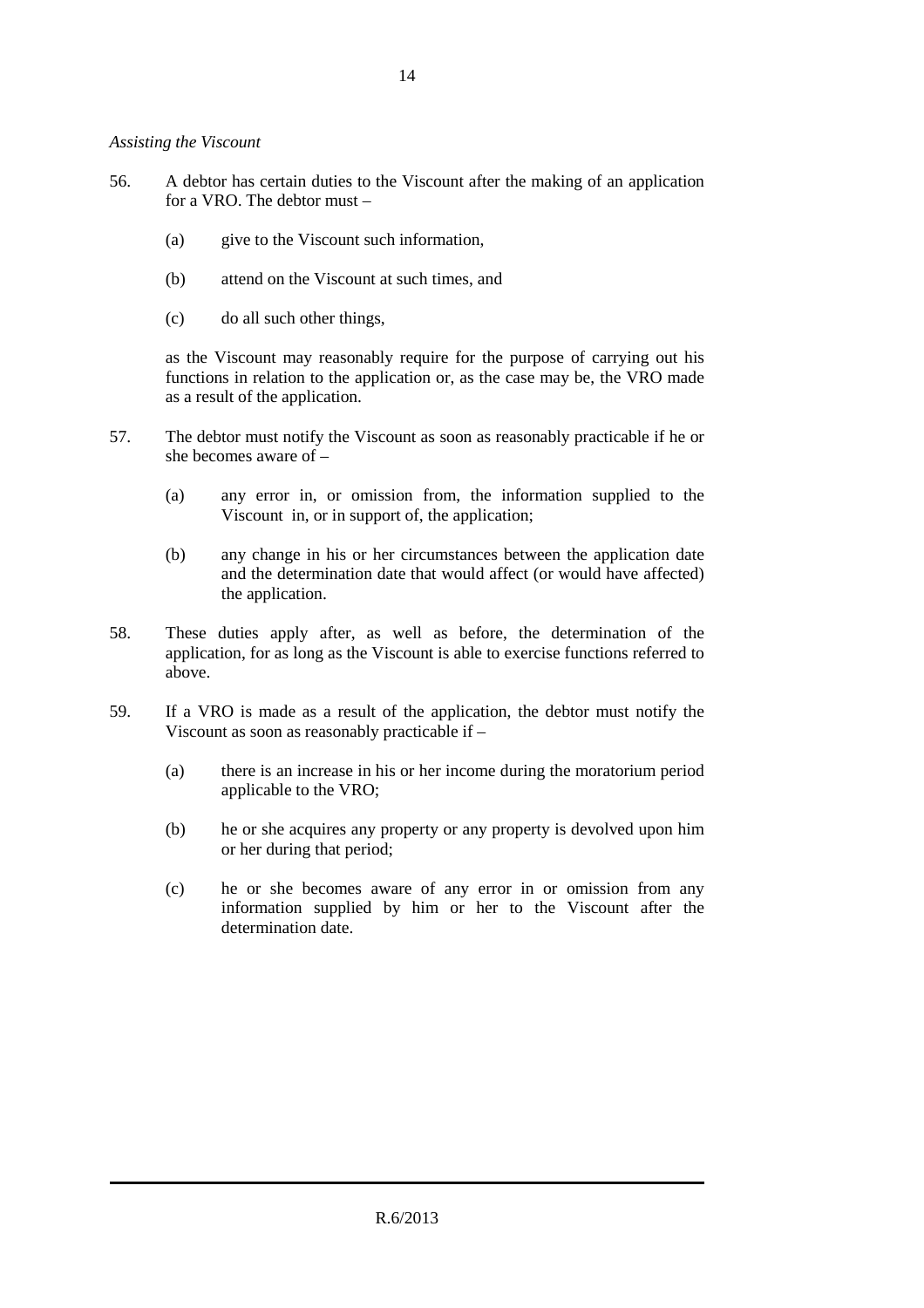*Assisting the Viscount*

56. A debtor has certain duties to the Viscount after the making of an application for a VRO. The debtor must –

    (a) give to the Viscount such information,

    (b) attend on the Viscount at such times, and

    (c) do all such other things,

    as the Viscount may reasonably require for the purpose of carrying out his functions in relation to the application or, as the case may be, the VRO made as a result of the application.

57. The debtor must notify the Viscount as soon as reasonably practicable if he or she becomes aware of –

    (a) any error in, or omission from, the information supplied to the Viscount in, or in support of, the application;

    (b) any change in his or her circumstances between the application date and the determination date that would affect (or would have affected) the application.

58. These duties apply after, as well as before, the determination of the application, for as long as the Viscount is able to exercise functions referred to above.

59. If a VRO is made as a result of the application, the debtor must notify the Viscount as soon as reasonably practicable if –

    (a) there is an increase in his or her income during the moratorium period applicable to the VRO;

    (b) he or she acquires any property or any property is devolved upon him or her during that period;

    (c) he or she becomes aware of any error in or omission from any information supplied by him or her to the Viscount after the determination date.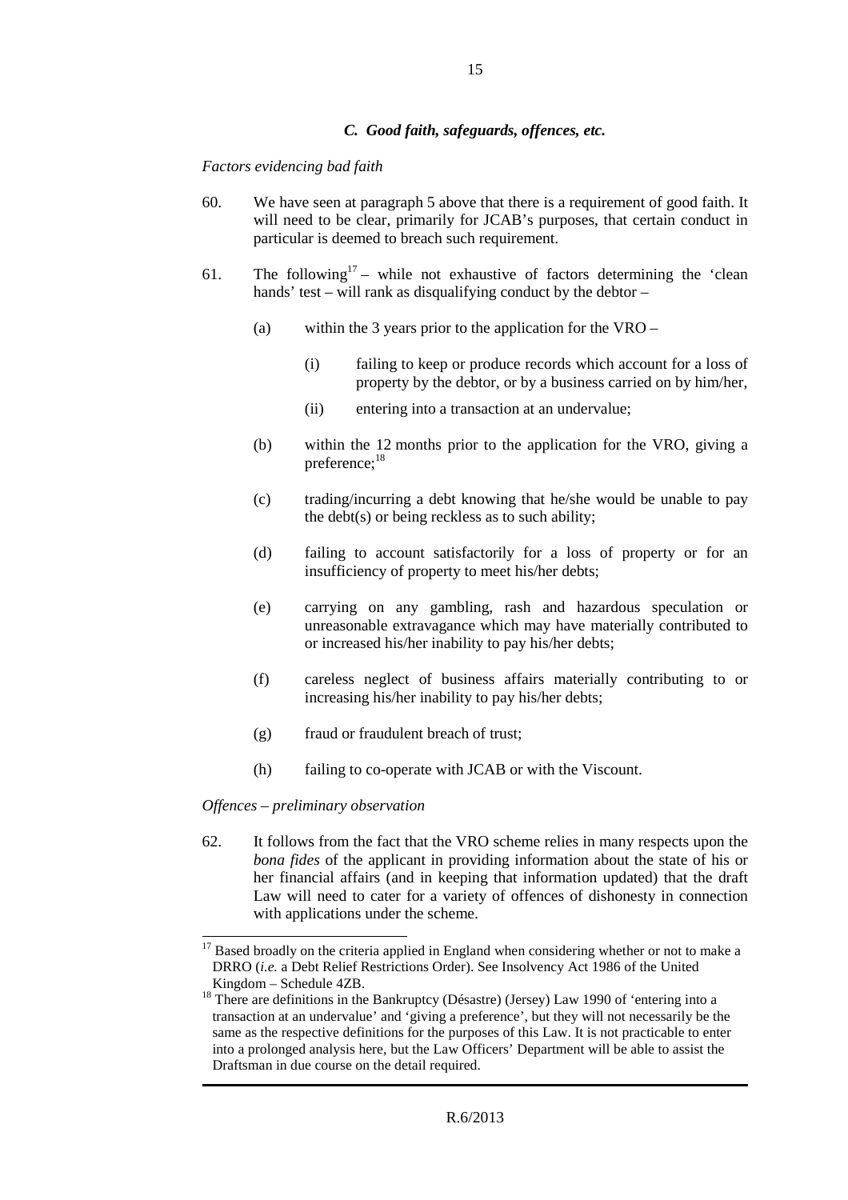### *C. Good faith, safeguards, offences, etc.*

*Factors evidencing bad faith*

60. We have seen at paragraph 5 above that there is a requirement of good faith. It will need to be clear, primarily for JCAB's purposes, that certain conduct in particular is deemed to breach such requirement.

61. The following[17] – while not exhaustive of factors determining the 'clean hands' test – will rank as disqualifying conduct by the debtor –

    (a) within the 3 years prior to the application for the VRO –

        (i) failing to keep or produce records which account for a loss of property by the debtor, or by a business carried on by him/her,

        (ii) entering into a transaction at an undervalue;

    (b) within the 12 months prior to the application for the VRO, giving a preference;[18]

    (c) trading/incurring a debt knowing that he/she would be unable to pay the debt(s) or being reckless as to such ability;

    (d) failing to account satisfactorily for a loss of property or for an insufficiency of property to meet his/her debts;

    (e) carrying on any gambling, rash and hazardous speculation or unreasonable extravagance which may have materially contributed to or increased his/her inability to pay his/her debts;

    (f) careless neglect of business affairs materially contributing to or increasing his/her inability to pay his/her debts;

    (g) fraud or fraudulent breach of trust;

    (h) failing to co-operate with JCAB or with the Viscount.

*Offences – preliminary observation*

62. It follows from the fact that the VRO scheme relies in many respects upon the *bona fides* of the applicant in providing information about the state of his or her financial affairs (and in keeping that information updated) that the draft Law will need to cater for a variety of offences of dishonesty in connection with applications under the scheme.

---

[17] Based broadly on the criteria applied in England when considering whether or not to make a DRRO (*i.e.* a Debt Relief Restrictions Order). See Insolvency Act 1986 of the United Kingdom – Schedule 4ZB.

[18] There are definitions in the Bankruptcy (Désastre) (Jersey) Law 1990 of 'entering into a transaction at an undervalue' and 'giving a preference', but they will not necessarily be the same as the respective definitions for the purposes of this Law. It is not practicable to enter into a prolonged analysis here, but the Law Officers' Department will be able to assist the Draftsman in due course on the detail required.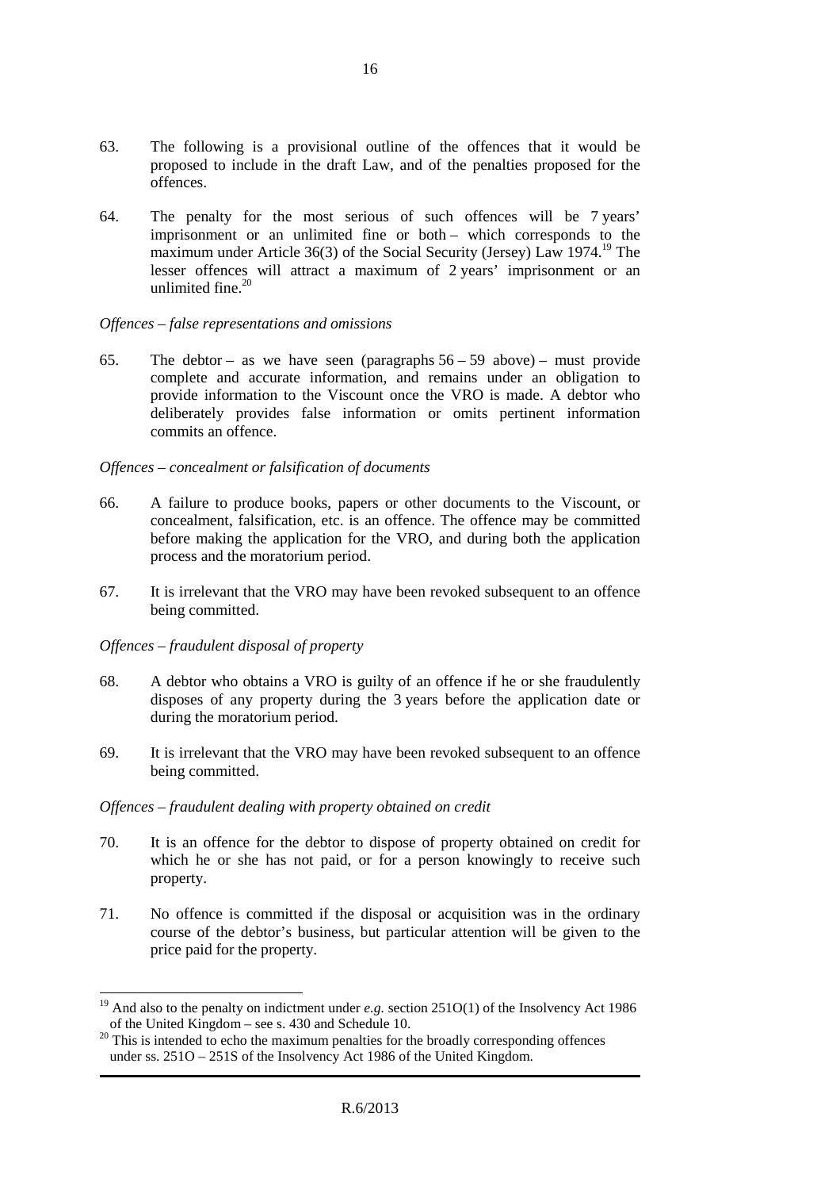63. The following is a provisional outline of the offences that it would be proposed to include in the draft Law, and of the penalties proposed for the offences.

64. The penalty for the most serious of such offences will be 7 years' imprisonment or an unlimited fine or both – which corresponds to the maximum under Article 36(3) of the Social Security (Jersey) Law 1974.[19] The lesser offences will attract a maximum of 2 years' imprisonment or an unlimited fine.[20]

*Offences – false representations and omissions*

65. The debtor – as we have seen (paragraphs 56 – 59 above) – must provide complete and accurate information, and remains under an obligation to provide information to the Viscount once the VRO is made. A debtor who deliberately provides false information or omits pertinent information commits an offence.

*Offences – concealment or falsification of documents*

66. A failure to produce books, papers or other documents to the Viscount, or concealment, falsification, etc. is an offence. The offence may be committed before making the application for the VRO, and during both the application process and the moratorium period.

67. It is irrelevant that the VRO may have been revoked subsequent to an offence being committed.

*Offences – fraudulent disposal of property*

68. A debtor who obtains a VRO is guilty of an offence if he or she fraudulently disposes of any property during the 3 years before the application date or during the moratorium period.

69. It is irrelevant that the VRO may have been revoked subsequent to an offence being committed.

*Offences – fraudulent dealing with property obtained on credit*

70. It is an offence for the debtor to dispose of property obtained on credit for which he or she has not paid, or for a person knowingly to receive such property.

71. No offence is committed if the disposal or acquisition was in the ordinary course of the debtor's business, but particular attention will be given to the price paid for the property.

---

[19] And also to the penalty on indictment under *e.g.* section 251O(1) of the Insolvency Act 1986 of the United Kingdom – see s. 430 and Schedule 10.

[20] This is intended to echo the maximum penalties for the broadly corresponding offences under ss. 251O – 251S of the Insolvency Act 1986 of the United Kingdom.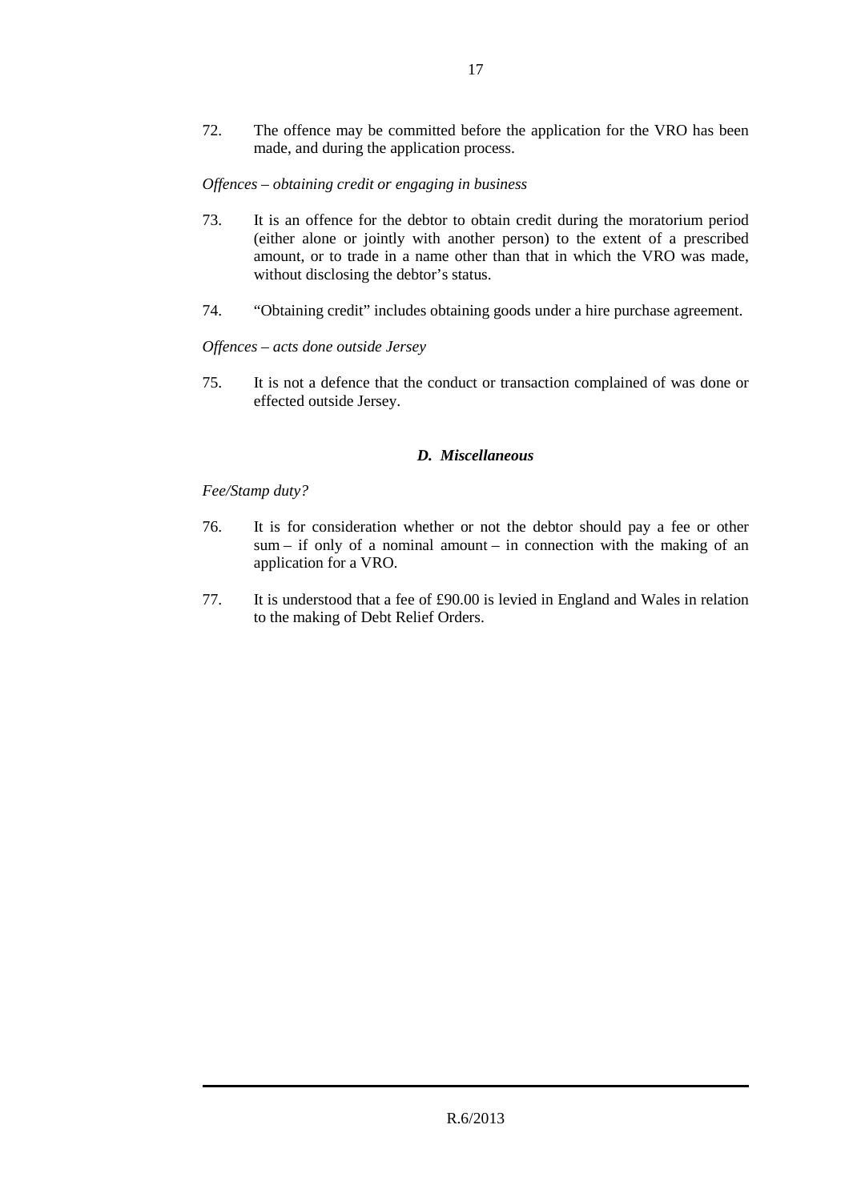72. The offence may be committed before the application for the VRO has been made, and during the application process.

*Offences – obtaining credit or engaging in business*

73. It is an offence for the debtor to obtain credit during the moratorium period (either alone or jointly with another person) to the extent of a prescribed amount, or to trade in a name other than that in which the VRO was made, without disclosing the debtor's status.

74. "Obtaining credit" includes obtaining goods under a hire purchase agreement.

*Offences – acts done outside Jersey*

75. It is not a defence that the conduct or transaction complained of was done or effected outside Jersey.

### ***D. Miscellaneous***

*Fee/Stamp duty?*

76. It is for consideration whether or not the debtor should pay a fee or other sum – if only of a nominal amount – in connection with the making of an application for a VRO.

77. It is understood that a fee of £90.00 is levied in England and Wales in relation to the making of Debt Relief Orders.